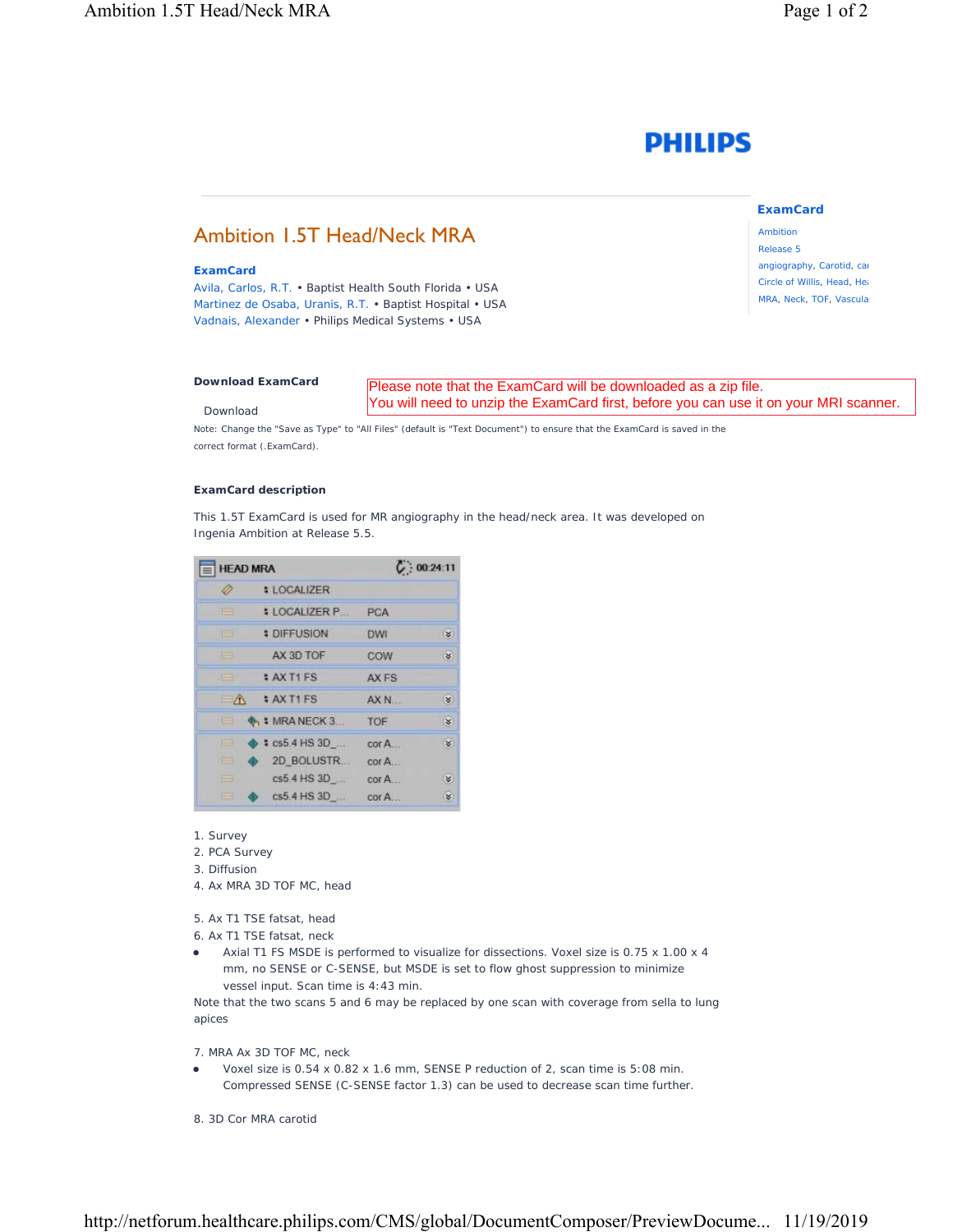PHILIPS

# Ambition 1.5T Head/Neck MRA

**ExamCard**

Avila, Carlos, R.T. • Baptist Health South Florida • USA
Martinez de Osaba, Uranis, R.T. • Baptist Hospital • USA
Vadnais, Alexander • Philips Medical Systems • USA

**ExamCard**

Ambition
Release 5
angiography, Carotid, ca
Circle of Willis, Head, He
MRA, Neck, TOF, Vascula

**Download ExamCard**

Download

Please note that the ExamCard will be downloaded as a zip file.
You will need to unzip the ExamCard first, before you can use it on your MRI scanner.

Note: Change the "Save as Type" to "All Files" (default is "Text Document") to ensure that the ExamCard is saved in the correct format (.ExamCard).

**ExamCard description**

This 1.5T ExamCard is used for MR angiography in the head/neck area. It was developed on Ingenia Ambition at Release 5.5.

| HEAD MRA | 00:24:11 |
|---|---|
| LOCALIZER | |
| LOCALIZER P... | PCA |
| DIFFUSION | DWI |
| AX 3D TOF | COW |
| AX T1 FS | AX FS |
| AX T1 FS | AX N... |
| MRA NECK 3... | TOF |
| cs5.4 HS 3D_... | cor A... |
| 2D_BOLUSTR... | cor A... |
| cs5.4 HS 3D_... | cor A... |
| cs5.4 HS 3D_... | cor A... |

1. Survey
2. PCA Survey
3. Diffusion
4. Ax MRA 3D TOF MC, head

5. Ax T1 TSE fatsat, head
6. Ax T1 TSE fatsat, neck
- Axial T1 FS MSDE is performed to visualize for dissections. Voxel size is 0.75 x 1.00 x 4 mm, no SENSE or C-SENSE, but MSDE is set to flow ghost suppression to minimize vessel input. Scan time is 4:43 min.

Note that the two scans 5 and 6 may be replaced by one scan with coverage from sella to lung apices

7. MRA Ax 3D TOF MC, neck
- Voxel size is 0.54 x 0.82 x 1.6 mm, SENSE P reduction of 2, scan time is 5:08 min. Compressed SENSE (C-SENSE factor 1.3) can be used to decrease scan time further.

8. 3D Cor MRA carotid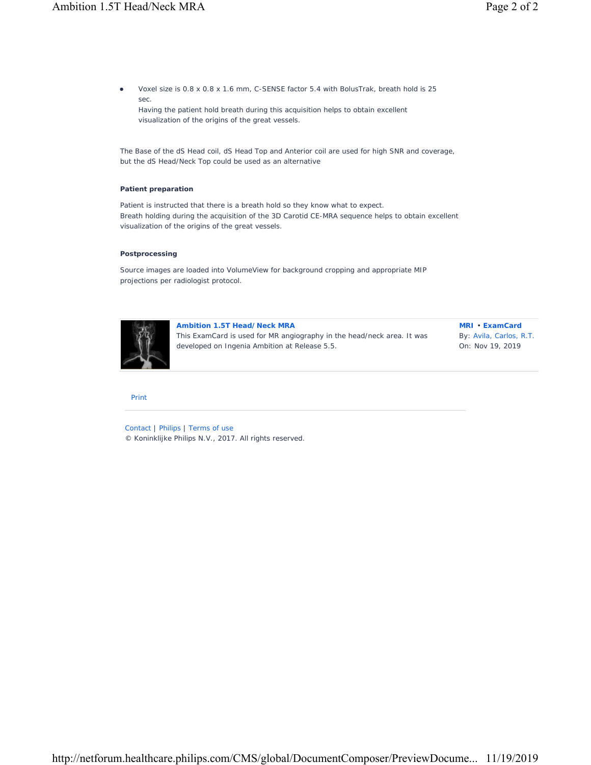- Voxel size is 0.8 x 0.8 x 1.6 mm, C-SENSE factor 5.4 with BolusTrak, breath hold is 25 sec.
  Having the patient hold breath during this acquisition helps to obtain excellent visualization of the origins of the great vessels.

The Base of the dS Head coil, dS Head Top and Anterior coil are used for high SNR and coverage, but the dS Head/Neck Top could be used as an alternative

**Patient preparation**

Patient is instructed that there is a breath hold so they know what to expect.
Breath holding during the acquisition of the 3D Carotid CE-MRA sequence helps to obtain excellent visualization of the origins of the great vessels.

**Postprocessing**

Source images are loaded into VolumeView for background cropping and appropriate MIP projections per radiologist protocol.

**Ambition 1.5T Head/Neck MRA**
This ExamCard is used for MR angiography in the head/neck area. It was developed on Ingenia Ambition at Release 5.5.

**MRI** • **ExamCard**
By: Avila, Carlos, R.T.
On: Nov 19, 2019

Print

Contact | Philips | Terms of use
© Koninklijke Philips N.V., 2017. All rights reserved.